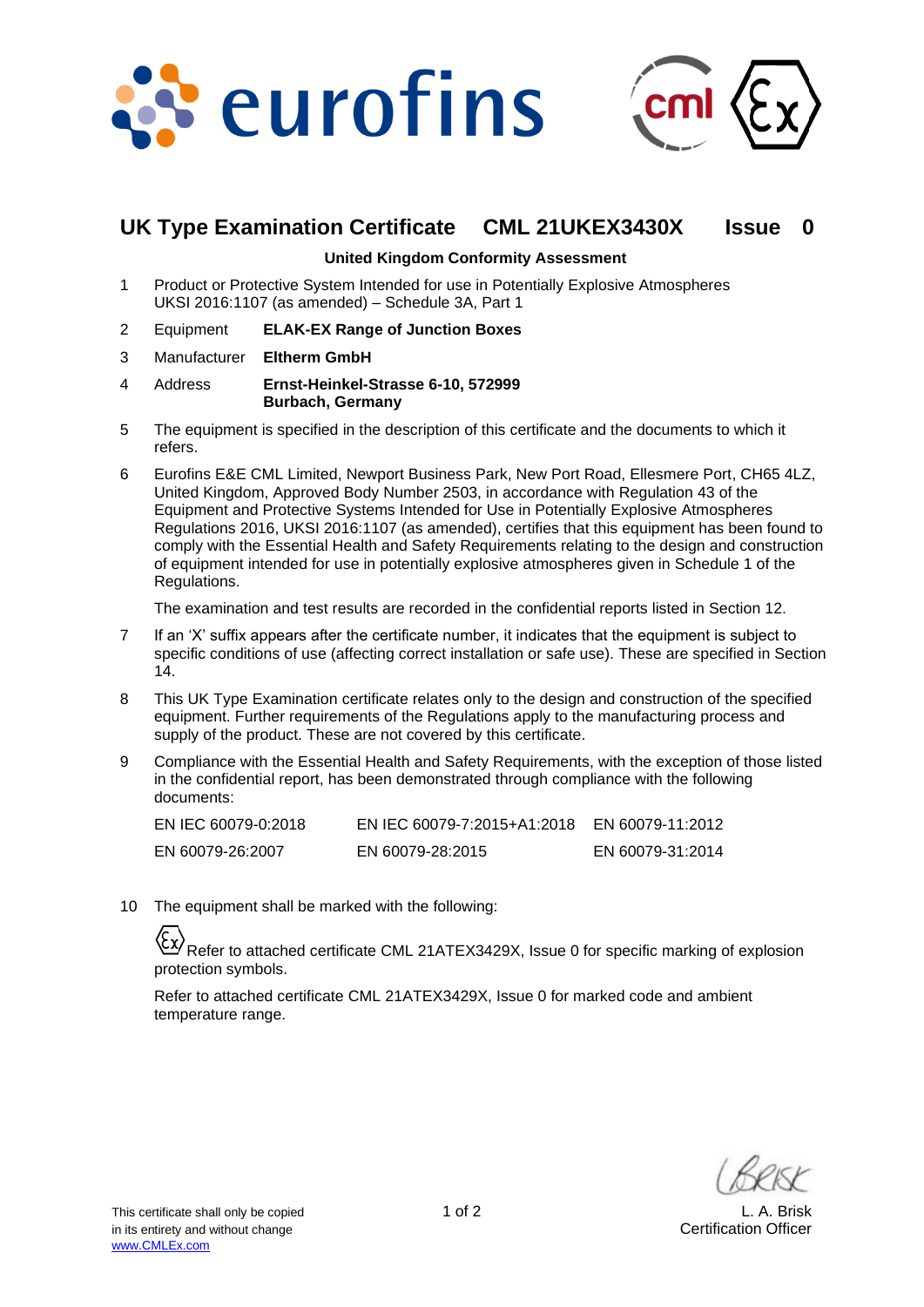## UK Type Examination Certificate CML 21UKEX3430X Issue 0

**United Kingdom Conformity Assessment**

1 Product or Protective System Intended for use in Potentially Explosive Atmospheres UKSI 2016:1107 (as amended) – Schedule 3A, Part 1

2 Equipment **ELAK-EX Range of Junction Boxes**

3 Manufacturer **Eltherm GmbH**

4 Address **Ernst-Heinkel-Strasse 6-10, 572999 Burbach, Germany**

5 The equipment is specified in the description of this certificate and the documents to which it refers.

6 Eurofins E&E CML Limited, Newport Business Park, New Port Road, Ellesmere Port, CH65 4LZ, United Kingdom, Approved Body Number 2503, in accordance with Regulation 43 of the Equipment and Protective Systems Intended for Use in Potentially Explosive Atmospheres Regulations 2016, UKSI 2016:1107 (as amended), certifies that this equipment has been found to comply with the Essential Health and Safety Requirements relating to the design and construction of equipment intended for use in potentially explosive atmospheres given in Schedule 1 of the Regulations.

The examination and test results are recorded in the confidential reports listed in Section 12.

7 If an 'X' suffix appears after the certificate number, it indicates that the equipment is subject to specific conditions of use (affecting correct installation or safe use). These are specified in Section 14.

8 This UK Type Examination certificate relates only to the design and construction of the specified equipment. Further requirements of the Regulations apply to the manufacturing process and supply of the product. These are not covered by this certificate.

9 Compliance with the Essential Health and Safety Requirements, with the exception of those listed in the confidential report, has been demonstrated through compliance with the following documents:

| | | |
|---|---|---|
| EN IEC 60079-0:2018 | EN IEC 60079-7:2015+A1:2018 | EN 60079-11:2012 |
| EN 60079-26:2007 | EN 60079-28:2015 | EN 60079-31:2014 |

10 The equipment shall be marked with the following:

Ex Refer to attached certificate CML 21ATEX3429X, Issue 0 for specific marking of explosion protection symbols.

Refer to attached certificate CML 21ATEX3429X, Issue 0 for marked code and ambient temperature range.

This certificate shall only be copied in its entirety and without change
www.CMLEx.com

L. A. Brisk
Certification Officer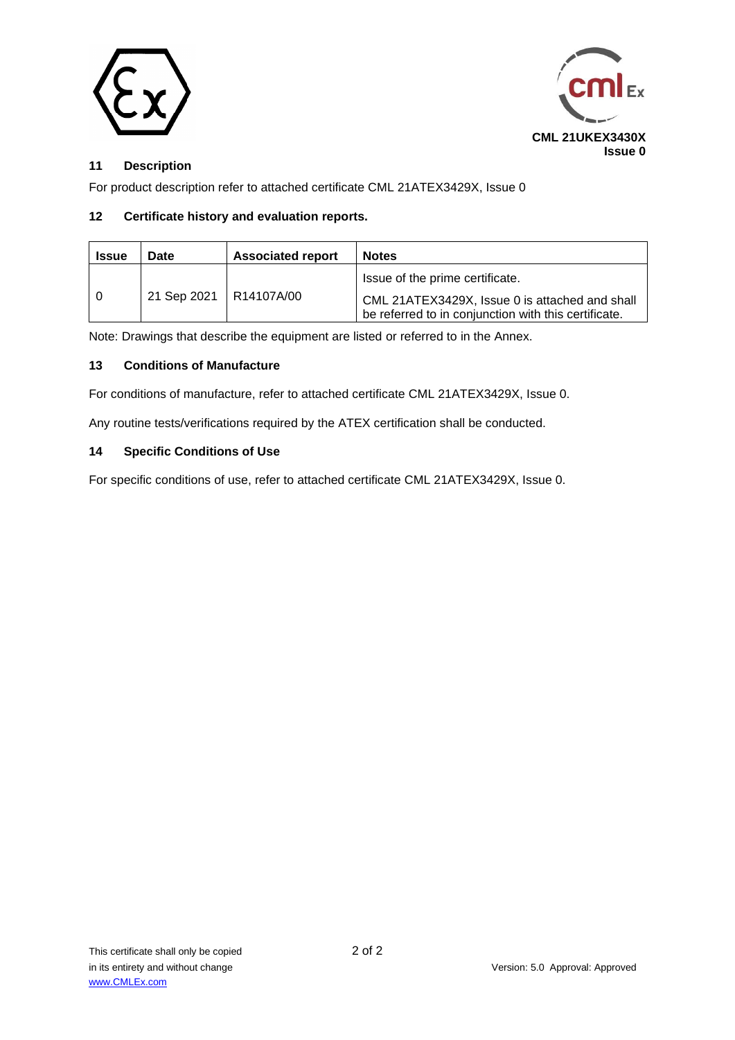CML 21UKEX3430X
Issue 0

## 11 Description

For product description refer to attached certificate CML 21ATEX3429X, Issue 0

## 12 Certificate history and evaluation reports.

| Issue | Date | Associated report | Notes |
|---|---|---|---|
| 0 | 21 Sep 2021 | R14107A/00 | Issue of the prime certificate. CML 21ATEX3429X, Issue 0 is attached and shall be referred to in conjunction with this certificate. |

Note: Drawings that describe the equipment are listed or referred to in the Annex.

## 13 Conditions of Manufacture

For conditions of manufacture, refer to attached certificate CML 21ATEX3429X, Issue 0.

Any routine tests/verifications required by the ATEX certification shall be conducted.

## 14 Specific Conditions of Use

For specific conditions of use, refer to attached certificate CML 21ATEX3429X, Issue 0.

This certificate shall only be copied in its entirety and without change
www.CMLEx.com

Version: 5.0 Approval: Approved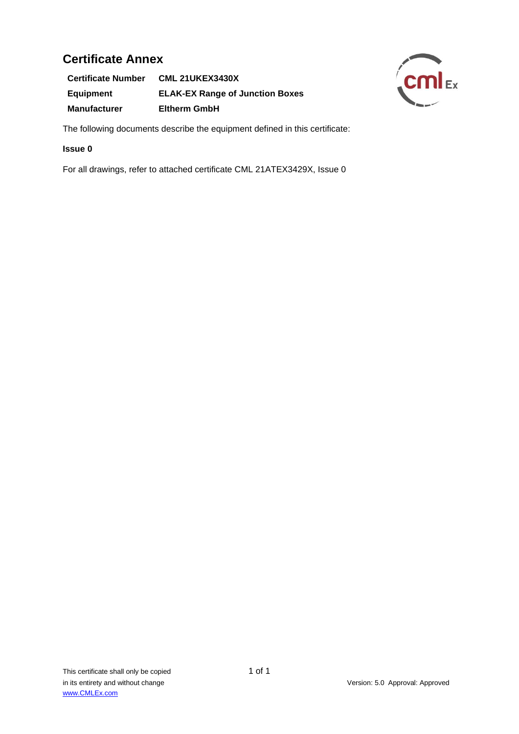## Certificate Annex

| | |
|---|---|
| **Certificate Number** | **CML 21UKEX3430X** |
| **Equipment** | **ELAK-EX Range of Junction Boxes** |
| **Manufacturer** | **Eltherm GmbH** |

The following documents describe the equipment defined in this certificate:

**Issue 0**

For all drawings, refer to attached certificate CML 21ATEX3429X, Issue 0

This certificate shall only be copied in its entirety and without change
www.CMLEx.com

Version: 5.0 Approval: Approved